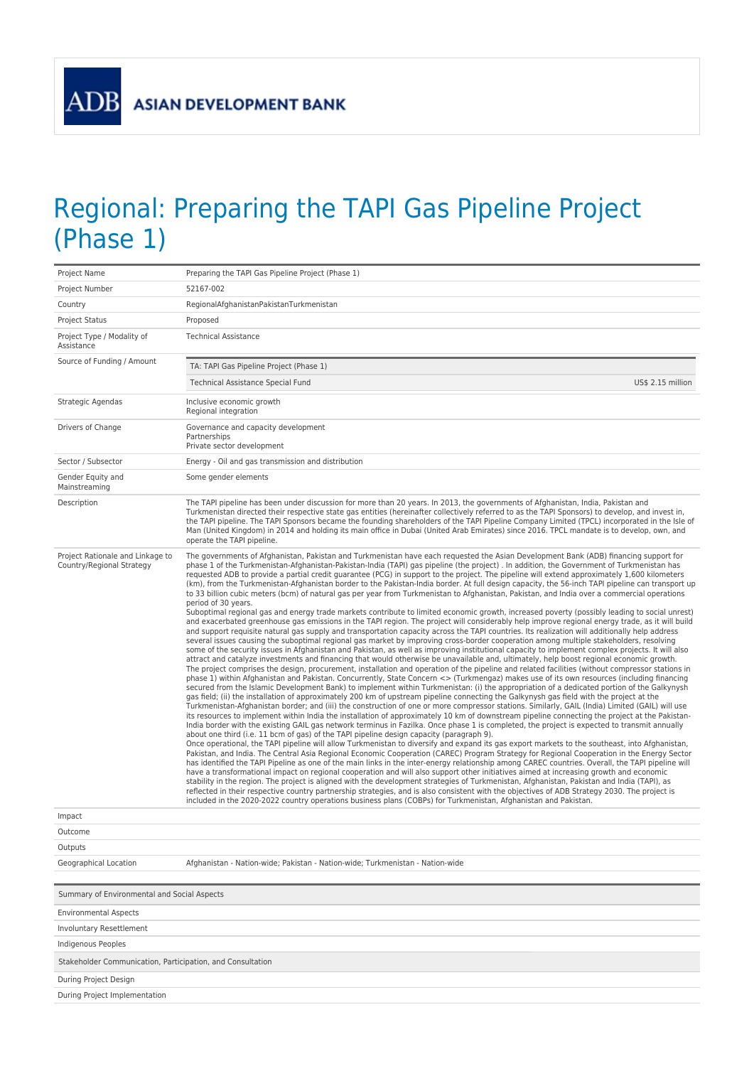ADB ASIAN DEVELOPMENT BANK

# Regional: Preparing the TAPI Gas Pipeline Project (Phase 1)

| | |
|---|---|
| Project Name | Preparing the TAPI Gas Pipeline Project (Phase 1) |
| Project Number | 52167-002 |
| Country | RegionalAfghanistanPakistanTurkmenistan |
| Project Status | Proposed |
| Project Type / Modality of Assistance | Technical Assistance |
| Source of Funding / Amount | TA: TAPI Gas Pipeline Project (Phase 1)<br>Technical Assistance Special Fund — US$ 2.15 million |
| Strategic Agendas | Inclusive economic growth<br>Regional integration |
| Drivers of Change | Governance and capacity development<br>Partnerships<br>Private sector development |
| Sector / Subsector | Energy - Oil and gas transmission and distribution |
| Gender Equity and Mainstreaming | Some gender elements |
| Description | The TAPI pipeline has been under discussion for more than 20 years. In 2013, the governments of Afghanistan, India, Pakistan and Turkmenistan directed their respective state gas entities (hereinafter collectively referred to as the TAPI Sponsors) to develop, and invest in, the TAPI pipeline. The TAPI Sponsors became the founding shareholders of the TAPI Pipeline Company Limited (TPCL) incorporated in the Isle of Man (United Kingdom) in 2014 and holding its main office in Dubai (United Arab Emirates) since 2016. TPCL mandate is to develop, own, and operate the TAPI pipeline. |
| Project Rationale and Linkage to Country/Regional Strategy | The governments of Afghanistan, Pakistan and Turkmenistan have each requested the Asian Development Bank (ADB) financing support for phase 1 of the Turkmenistan-Afghanistan-Pakistan-India (TAPI) gas pipeline (the project) . In addition, the Government of Turkmenistan has requested ADB to provide a partial credit guarantee (PCG) in support to the project. The pipeline will extend approximately 1,600 kilometers (km), from the Turkmenistan-Afghanistan border to the Pakistan-India border. At full design capacity, the 56-inch TAPI pipeline can transport up to 33 billion cubic meters (bcm) of natural gas per year from Turkmenistan to Afghanistan, Pakistan, and India over a commercial operations period of 30 years.<br>Suboptimal regional gas and energy trade markets contribute to limited economic growth, increased poverty (possibly leading to social unrest) and exacerbated greenhouse gas emissions in the TAPI region. The project will considerably help improve regional energy trade, as it will build and support requisite natural gas supply and transportation capacity across the TAPI countries. Its realization will additionally help address several issues causing the suboptimal regional gas market by improving cross-border cooperation among multiple stakeholders, resolving some of the security issues in Afghanistan and Pakistan, as well as improving institutional capacity to implement complex projects. It will also attract and catalyze investments and financing that would otherwise be unavailable and, ultimately, help boost regional economic growth.<br>The project comprises the design, procurement, installation and operation of the pipeline and related facilities (without compressor stations in phase 1) within Afghanistan and Pakistan. Concurrently, State Concern <> (Turkmengaz) makes use of its own resources (including financing secured from the Islamic Development Bank) to implement within Turkmenistan: (i) the appropriation of a dedicated portion of the Galkynysh gas field; (ii) the installation of approximately 200 km of upstream pipeline connecting the Galkynysh gas field with the project at the Turkmenistan-Afghanistan border; and (iii) the construction of one or more compressor stations. Similarly, GAIL (India) Limited (GAIL) will use its resources to implement within India the installation of approximately 10 km of downstream pipeline connecting the project at the Pakistan-India border with the existing GAIL gas network terminus in Fazilka. Once phase 1 is completed, the project is expected to transmit annually about one third (i.e. 11 bcm of gas) of the TAPI pipeline design capacity (paragraph 9).<br>Once operational, the TAPI pipeline will allow Turkmenistan to diversify and expand its gas export markets to the southeast, into Afghanistan, Pakistan, and India. The Central Asia Regional Economic Cooperation (CAREC) Program Strategy for Regional Cooperation in the Energy Sector has identified the TAPI Pipeline as one of the main links in the inter-energy relationship among CAREC countries. Overall, the TAPI pipeline will have a transformational impact on regional cooperation and will also support other initiatives aimed at increasing growth and economic stability in the region. The project is aligned with the development strategies of Turkmenistan, Afghanistan, Pakistan and India (TAPI), as reflected in their respective country partnership strategies, and is also consistent with the objectives of ADB Strategy 2030. The project is included in the 2020-2022 country operations business plans (COBPs) for Turkmenistan, Afghanistan and Pakistan. |
| Impact | |
| Outcome | |
| Outputs | |
| Geographical Location | Afghanistan - Nation-wide; Pakistan - Nation-wide; Turkmenistan - Nation-wide |

| Summary of Environmental and Social Aspects |
|---|
| Environmental Aspects |
| Involuntary Resettlement |
| Indigenous Peoples |

| Stakeholder Communication, Participation, and Consultation |
|---|
| During Project Design |
| During Project Implementation |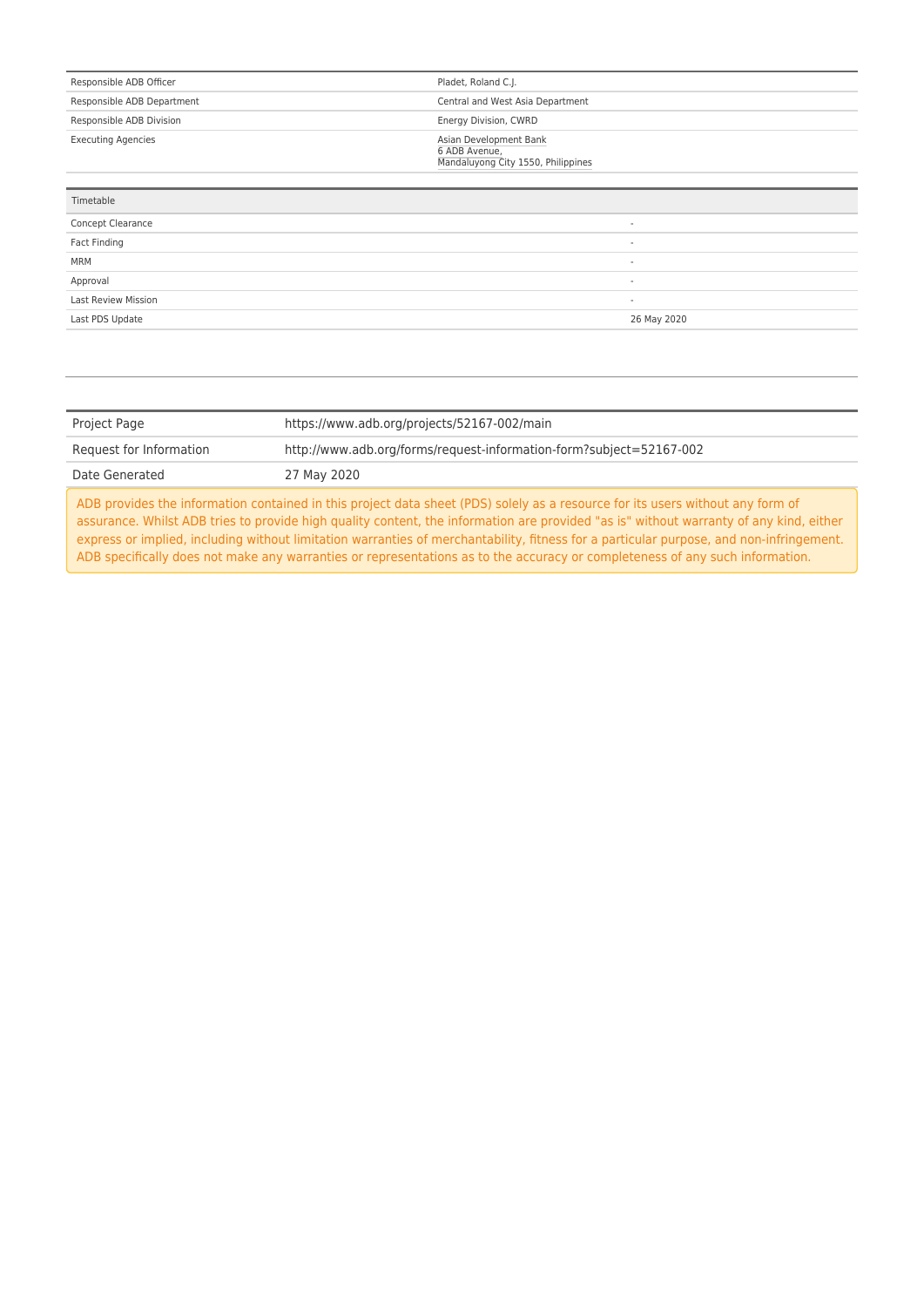| | |
|---|---|
| Responsible ADB Officer | Pladet, Roland C.J. |
| Responsible ADB Department | Central and West Asia Department |
| Responsible ADB Division | Energy Division, CWRD |
| Executing Agencies | Asian Development Bank<br>6 ADB Avenue,<br>Mandaluyong City 1550, Philippines |

| Timetable | |
|---|---|
| Concept Clearance | - |
| Fact Finding | - |
| MRM | - |
| Approval | - |
| Last Review Mission | - |
| Last PDS Update | 26 May 2020 |

| | |
|---|---|
| Project Page | https://www.adb.org/projects/52167-002/main |
| Request for Information | http://www.adb.org/forms/request-information-form?subject=52167-002 |
| Date Generated | 27 May 2020 |

ADB provides the information contained in this project data sheet (PDS) solely as a resource for its users without any form of assurance. Whilst ADB tries to provide high quality content, the information are provided "as is" without warranty of any kind, either express or implied, including without limitation warranties of merchantability, fitness for a particular purpose, and non-infringement. ADB specifically does not make any warranties or representations as to the accuracy or completeness of any such information.